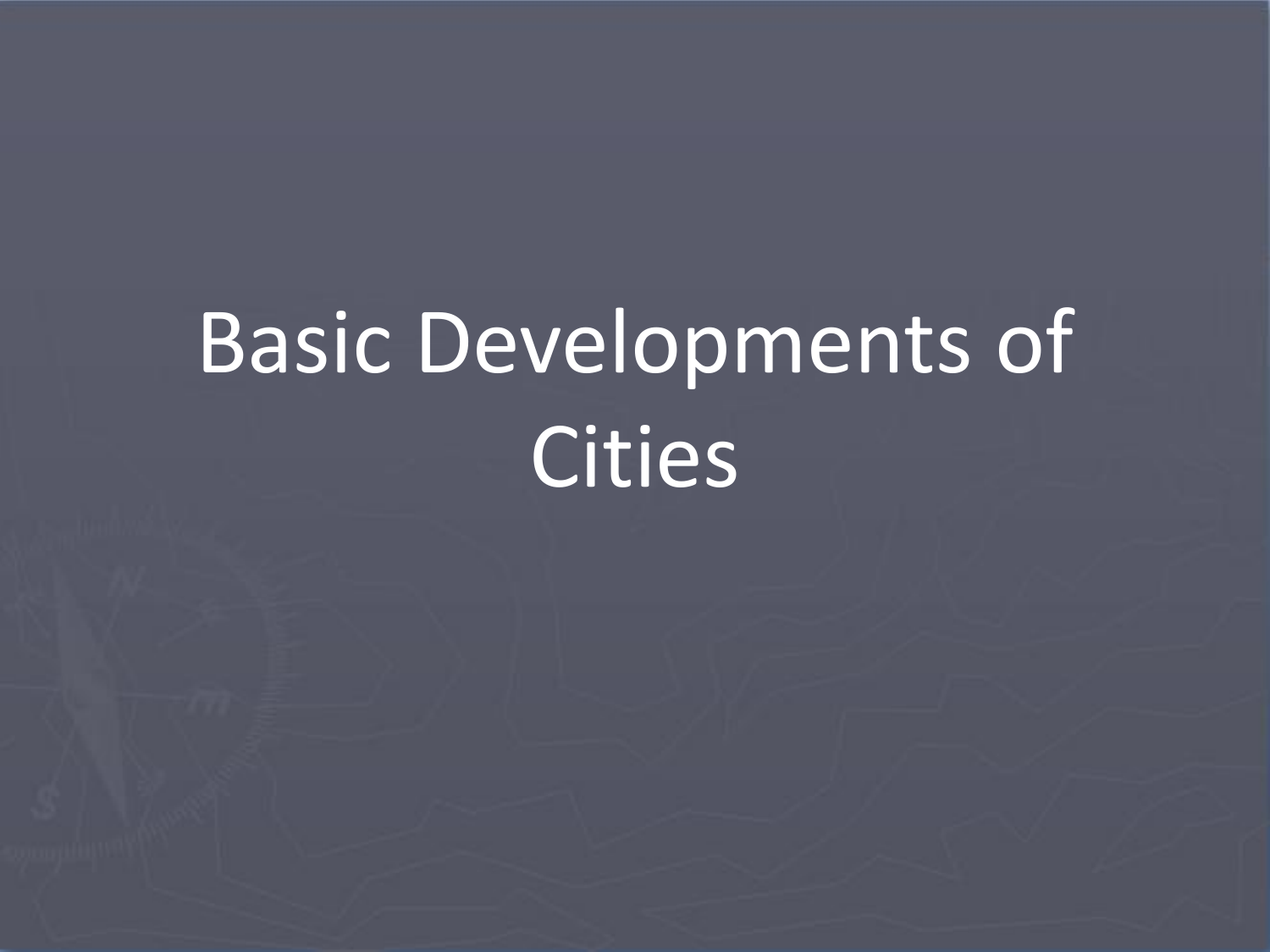# Basic Developments of Cities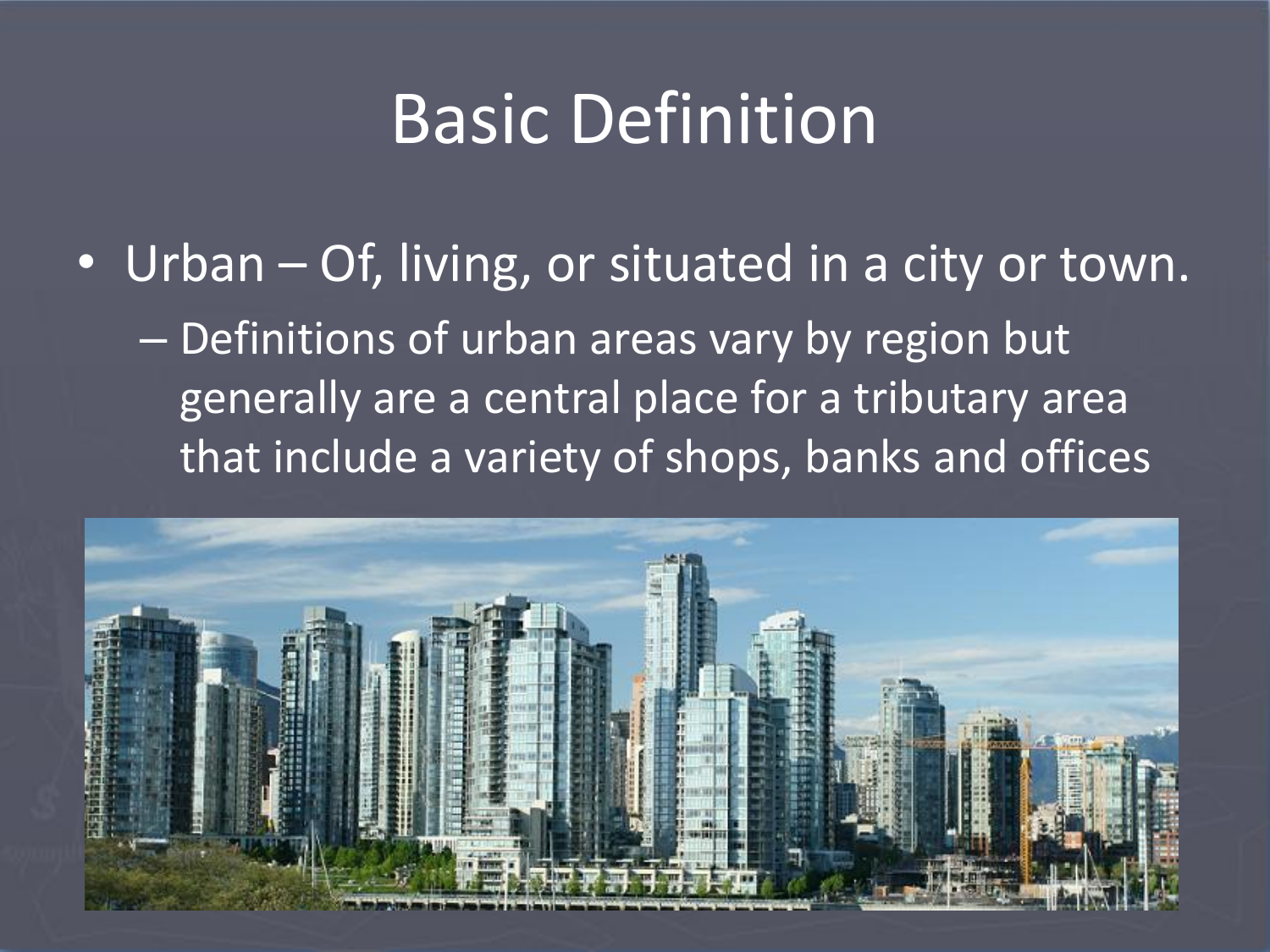# Basic Definition

- Urban – Of, living, or situated in a city or town.
  - Definitions of urban areas vary by region but generally are a central place for a tributary area that include a variety of shops, banks and offices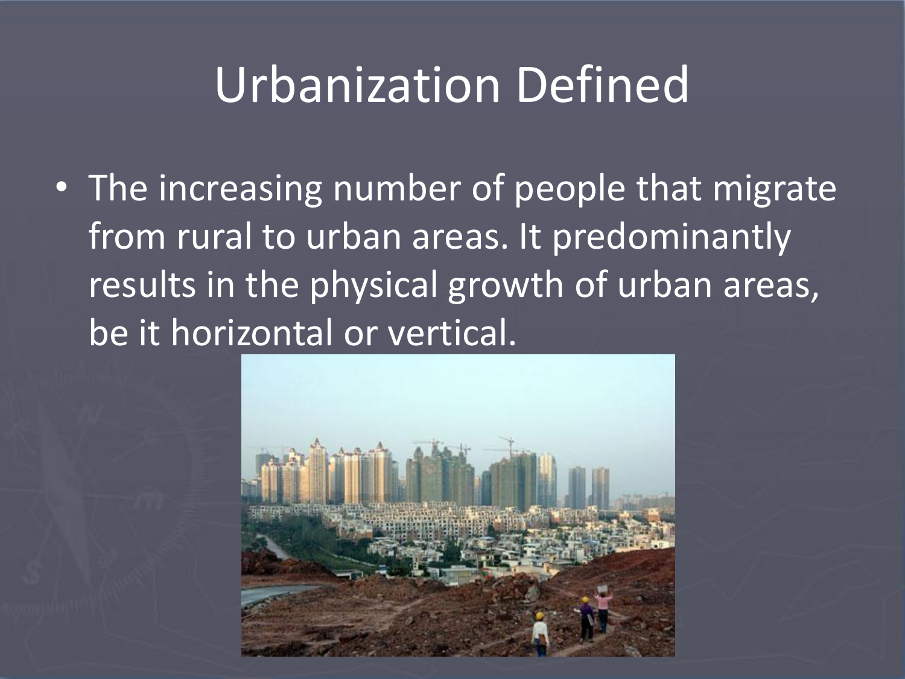# Urbanization Defined

- The increasing number of people that migrate from rural to urban areas. It predominantly results in the physical growth of urban areas, be it horizontal or vertical.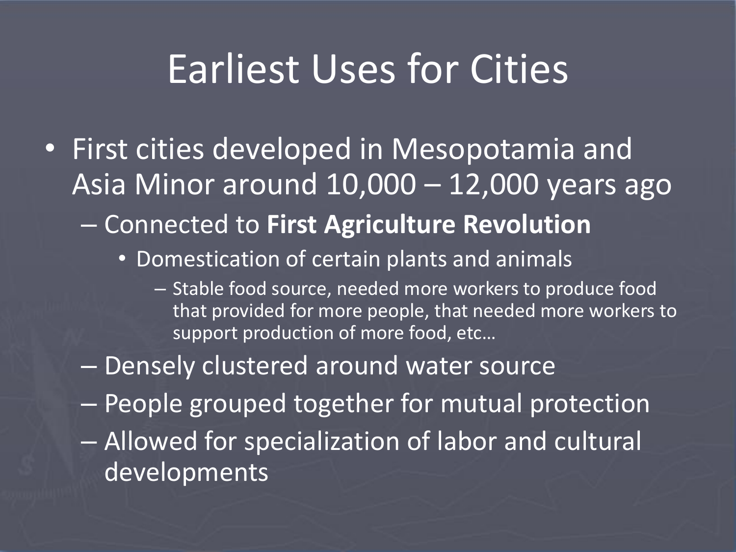# Earliest Uses for Cities

- First cities developed in Mesopotamia and Asia Minor around 10,000 – 12,000 years ago
  - Connected to **First Agriculture Revolution**
    - Domestication of certain plants and animals
      - Stable food source, needed more workers to produce food that provided for more people, that needed more workers to support production of more food, etc…
  - Densely clustered around water source
  - People grouped together for mutual protection
  - Allowed for specialization of labor and cultural developments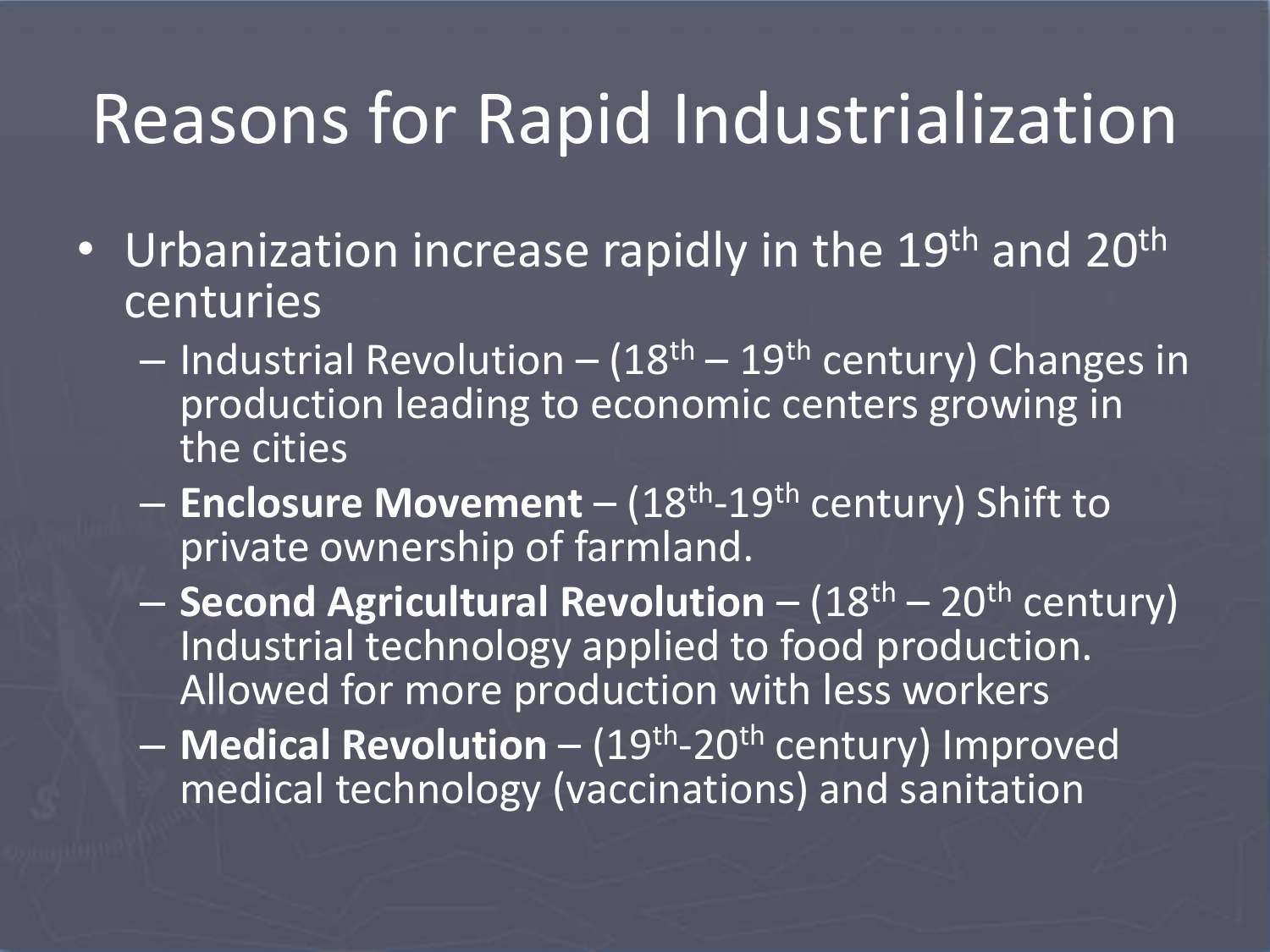# Reasons for Rapid Industrialization

- Urbanization increase rapidly in the 19th and 20th centuries
  - Industrial Revolution – (18th – 19th century) Changes in production leading to economic centers growing in the cities
  - **Enclosure Movement** – (18th-19th century) Shift to private ownership of farmland.
  - **Second Agricultural Revolution** – (18th – 20th century) Industrial technology applied to food production. Allowed for more production with less workers
  - **Medical Revolution** – (19th-20th century) Improved medical technology (vaccinations) and sanitation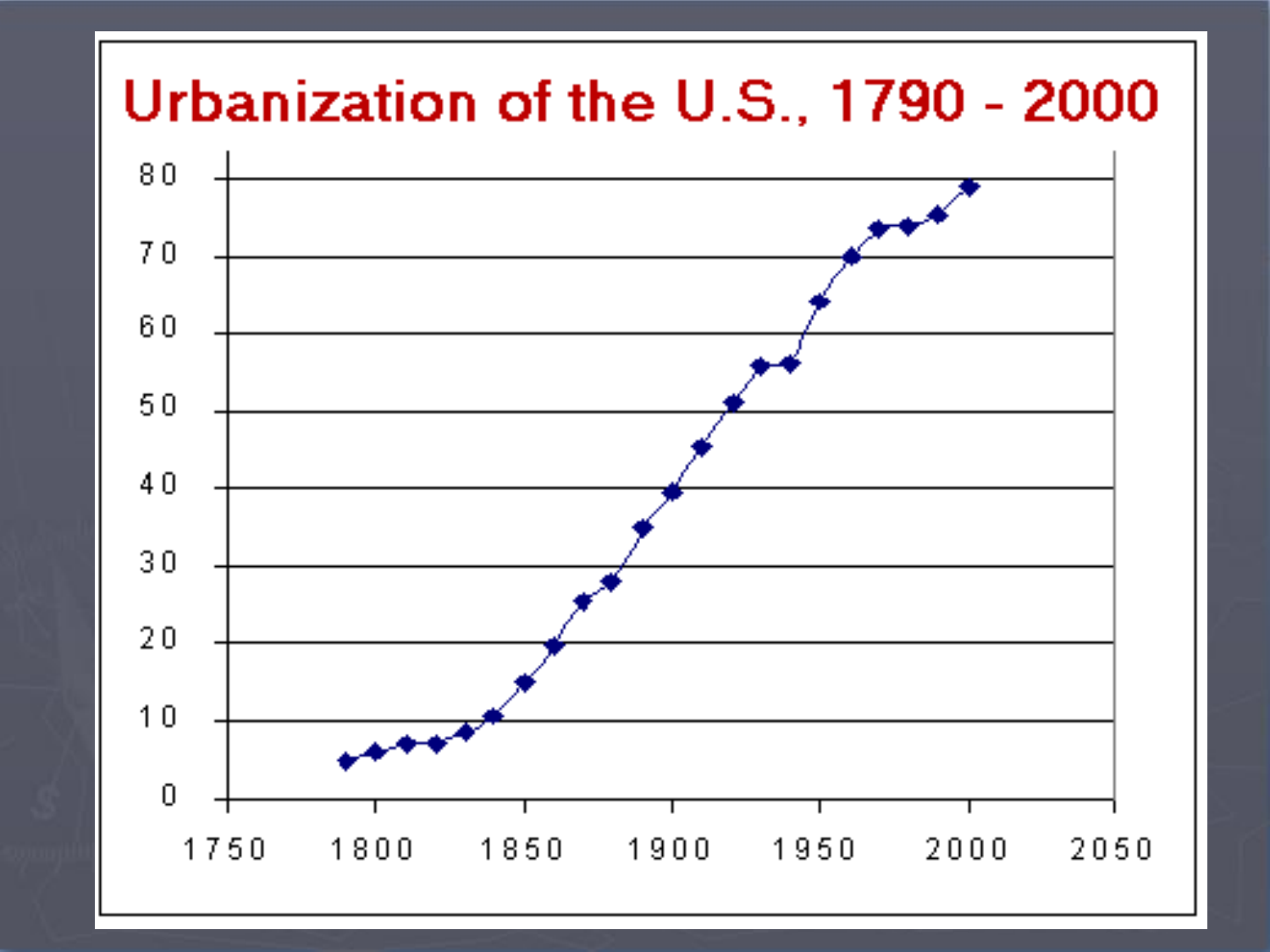# Urbanization of the U.S., 1790 - 2000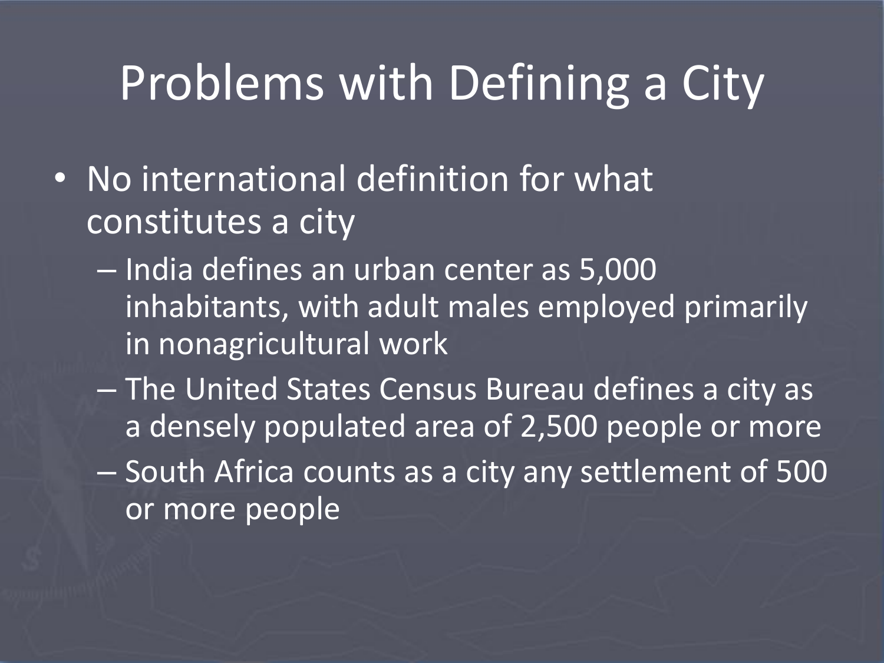# Problems with Defining a City

- No international definition for what constitutes a city
  - India defines an urban center as 5,000 inhabitants, with adult males employed primarily in nonagricultural work
  - The United States Census Bureau defines a city as a densely populated area of 2,500 people or more
  - South Africa counts as a city any settlement of 500 or more people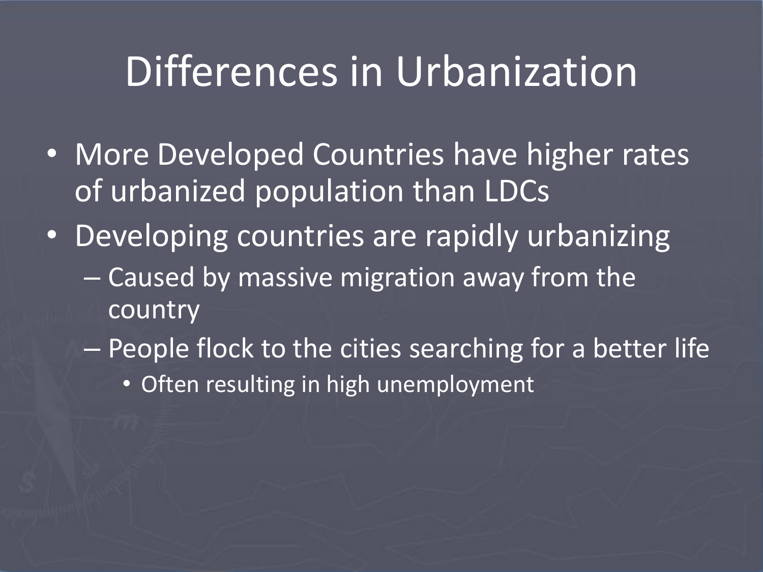# Differences in Urbanization

- More Developed Countries have higher rates of urbanized population than LDCs
- Developing countries are rapidly urbanizing
  - Caused by massive migration away from the country
  - People flock to the cities searching for a better life
    - Often resulting in high unemployment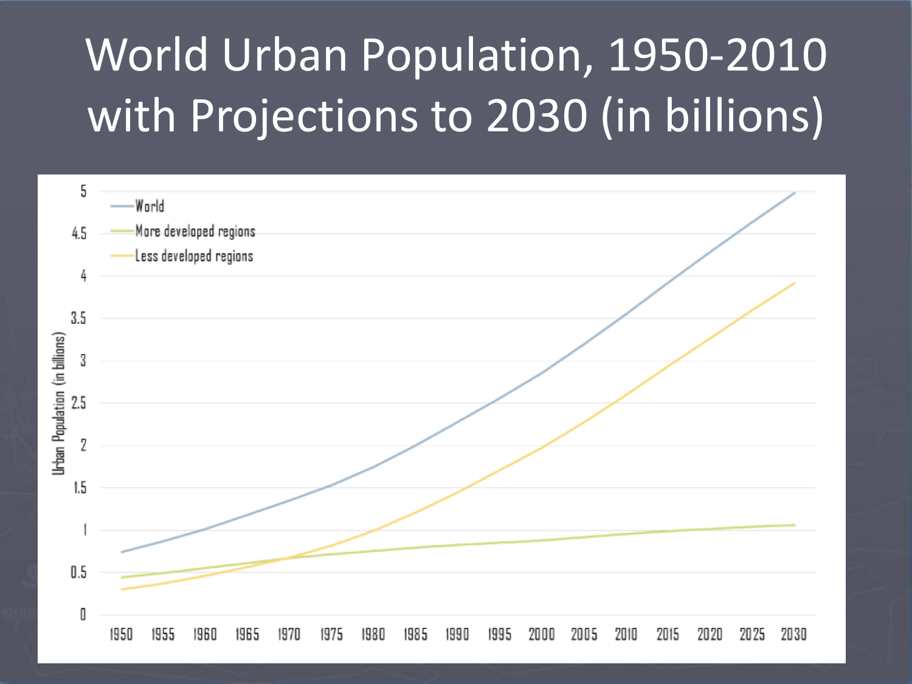# World Urban Population, 1950-2010 with Projections to 2030 (in billions)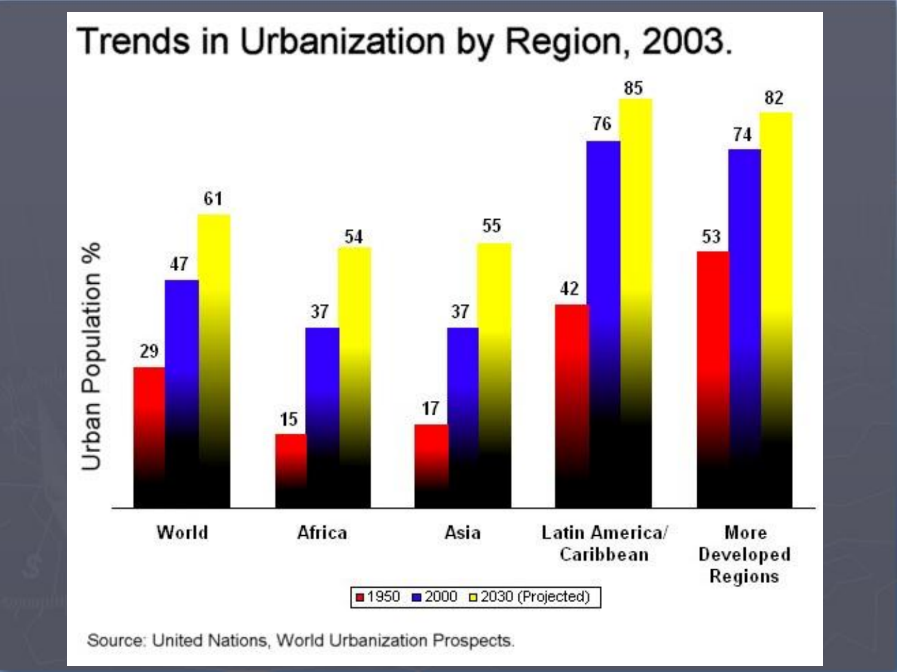# Trends in Urbanization by Region, 2003.

| Region | 1950 | 2000 | 2030 (Projected) |
|---|---|---|---|
| World | 29 | 47 | 61 |
| Africa | 15 | 37 | 54 |
| Asia | 17 | 37 | 55 |
| Latin America/ Caribbean | 42 | 76 | 85 |
| More Developed Regions | 53 | 74 | 82 |

Urban Population %

Source: United Nations, World Urbanization Prospects.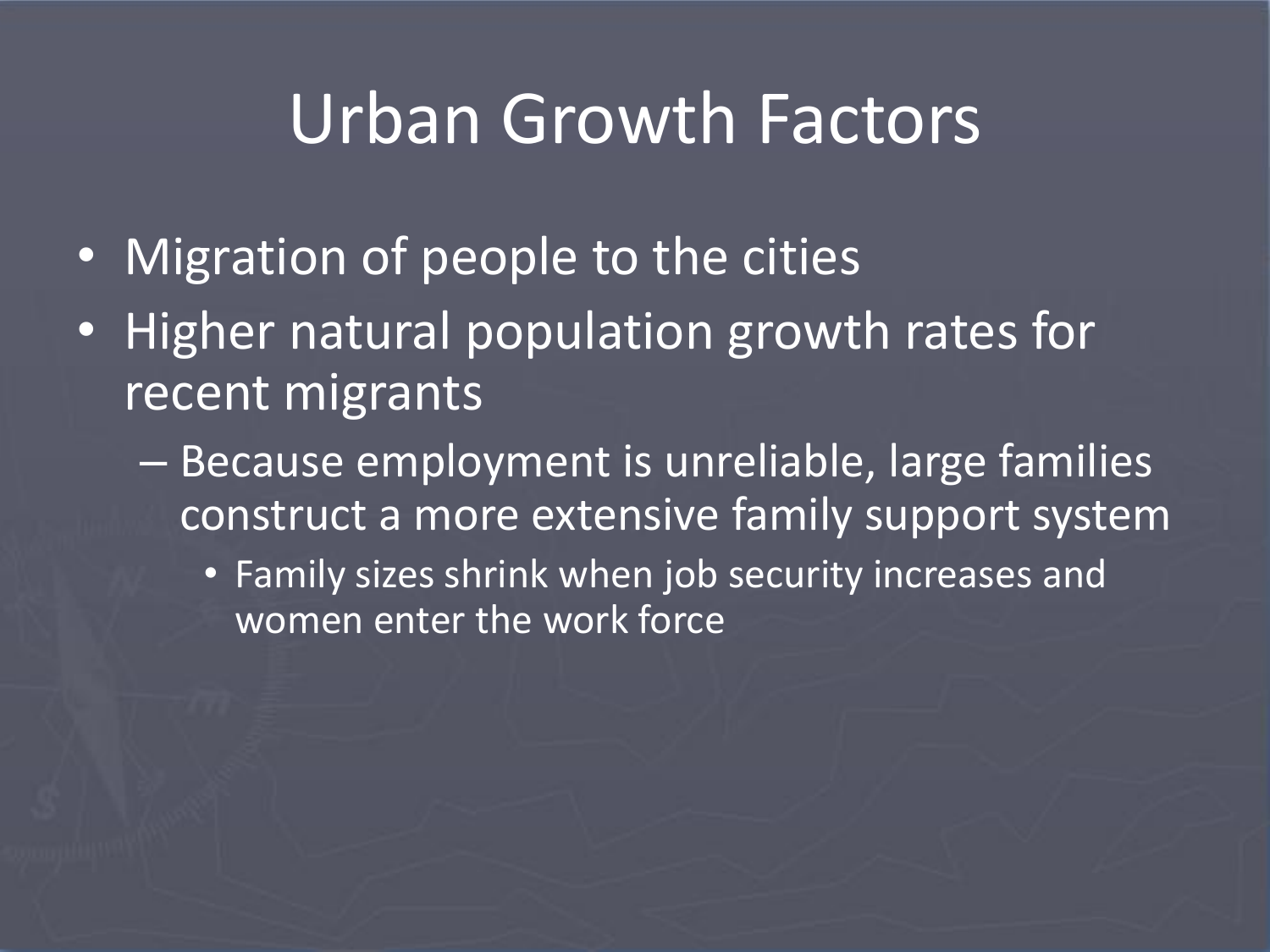# Urban Growth Factors

- Migration of people to the cities
- Higher natural population growth rates for recent migrants
  - Because employment is unreliable, large families construct a more extensive family support system
    - Family sizes shrink when job security increases and women enter the work force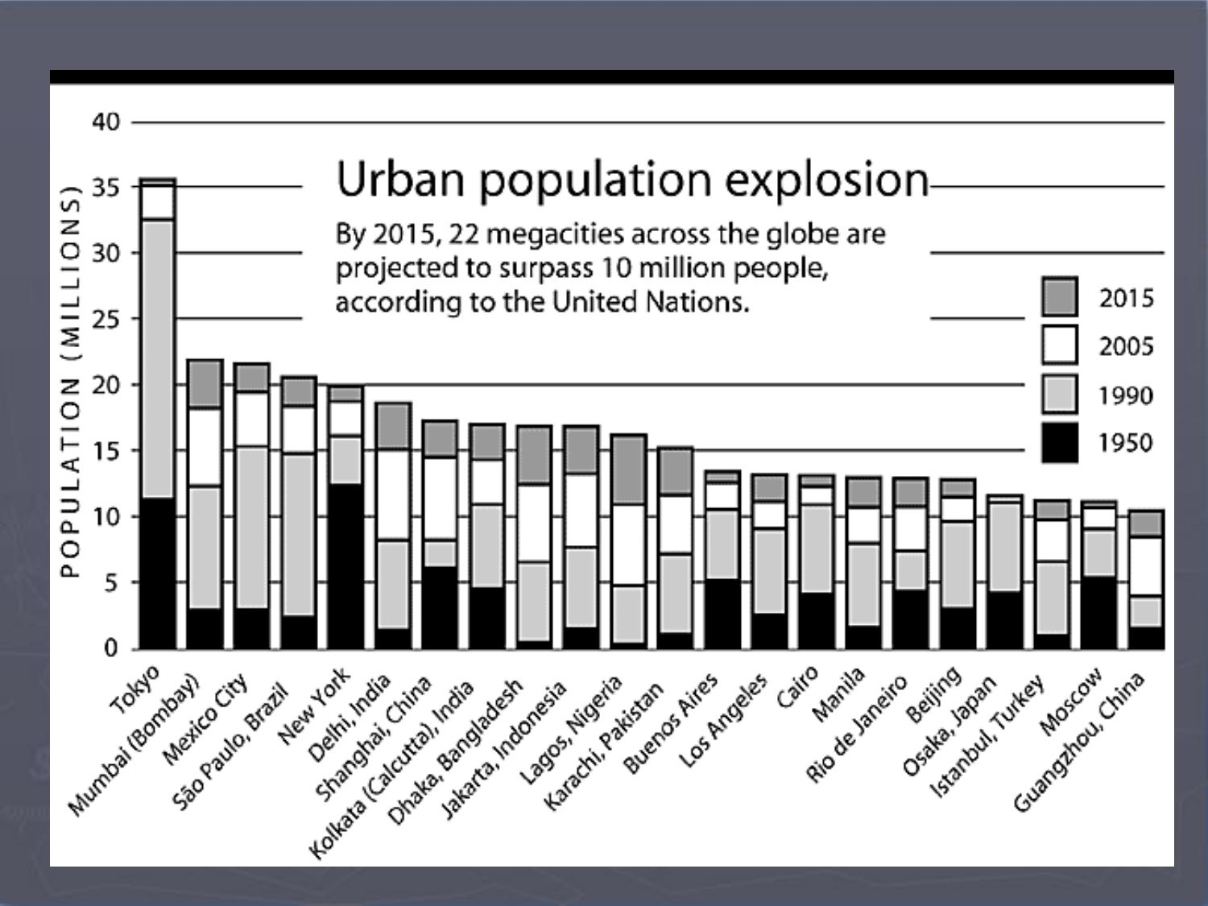# Urban population explosion

By 2015, 22 megacities across the globe are projected to surpass 10 million people, according to the United Nations.

POPULATION (MILLIONS)

40
35
30
25
20
15
10
5
0

2015
2005
1990
1950

Tokyo
Mumbai (Bombay)
Mexico City
São Paulo, Brazil
New York
Delhi, India
Shanghai, China
Kolkata (Calcutta), India
Dhaka, Bangladesh
Jakarta, Indonesia
Lagos, Nigeria
Karachi, Pakistan
Buenos Aires
Los Angeles
Cairo
Manila
Rio de Janeiro
Beijing
Osaka, Japan
Istanbul, Turkey
Moscow
Guangzhou, China